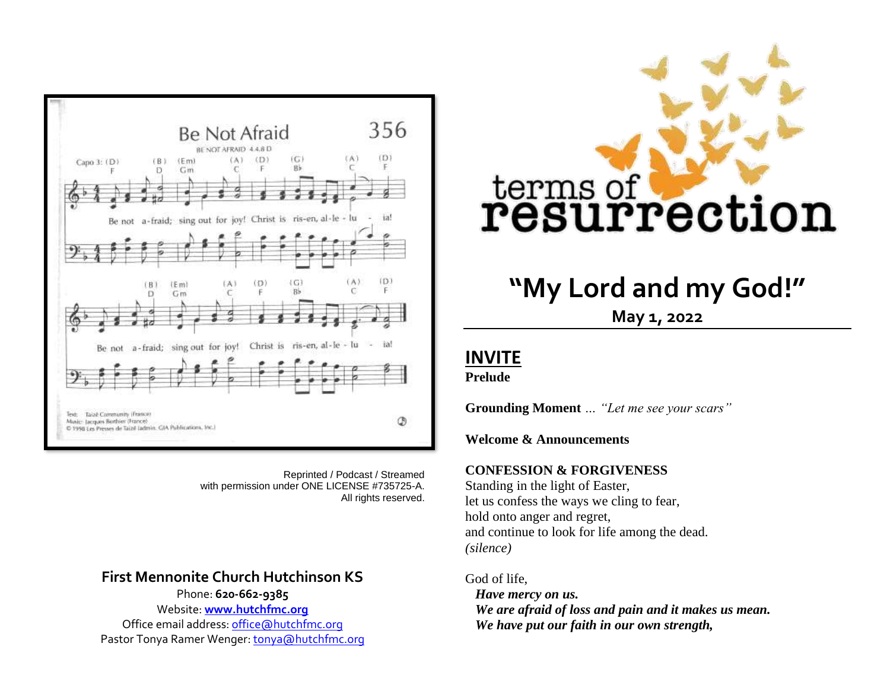## Be Not Afraid

356

BE NOT AFRAID 4.4.8 D

Be not a-fraid; sing out for joy! Christ is ris-en, al-le-lu-ia!

Be not a-fraid; sing out for joy! Christ is ris-en, al-le-lu-ia!

Text: Taizé Community (France)
Music: Jacques Berthier (France)
© 1998 Les Presses de Taizé (admin. GIA Publications, Inc.)

Reprinted / Podcast / Streamed
with permission under ONE LICENSE #735725-A.
All rights reserved.

**First Mennonite Church Hutchinson KS**

Phone: **620-662-9385**
Website: **www.hutchfmc.org**
Office email address: office@hutchfmc.org
Pastor Tonya Ramer Wenger: tonya@hutchfmc.org

terms of resurrection

# "My Lord and my God!"

**May 1, 2022**

## INVITE

**Prelude**

**Grounding Moment** … *"Let me see your scars"*

**Welcome & Announcements**

**CONFESSION & FORGIVENESS**

Standing in the light of Easter,
let us confess the ways we cling to fear,
hold onto anger and regret,
and continue to look for life among the dead.
*(silence)*

God of life,
***Have mercy on us.***
***We are afraid of loss and pain and it makes us mean.***
***We have put our faith in our own strength,***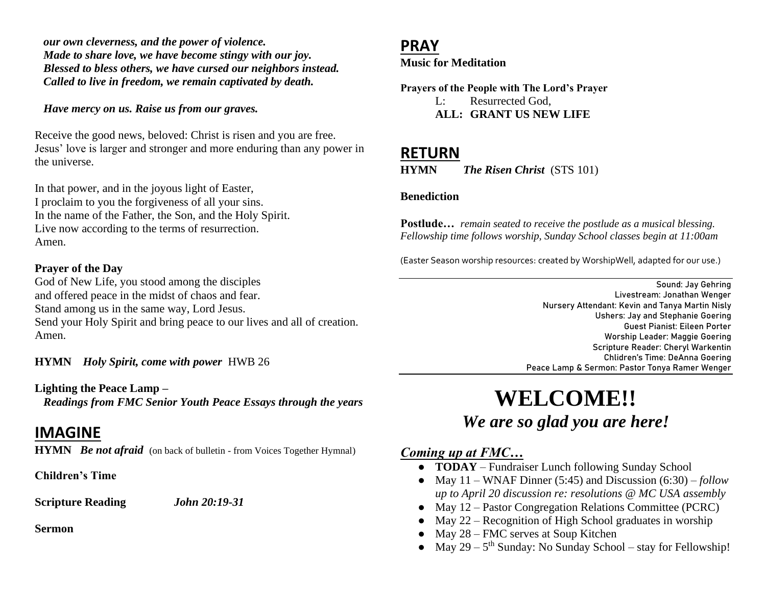*our own cleverness, and the power of violence.*
*Made to share love, we have become stingy with our joy.*
*Blessed to bless others, we have cursed our neighbors instead.*
*Called to live in freedom, we remain captivated by death.*

*Have mercy on us. Raise us from our graves.*

Receive the good news, beloved: Christ is risen and you are free.
Jesus' love is larger and stronger and more enduring than any power in the universe.

In that power, and in the joyous light of Easter,
I proclaim to you the forgiveness of all your sins.
In the name of the Father, the Son, and the Holy Spirit.
Live now according to the terms of resurrection.
Amen.

**Prayer of the Day**
God of New Life, you stood among the disciples
and offered peace in the midst of chaos and fear.
Stand among us in the same way, Lord Jesus.
Send your Holy Spirit and bring peace to our lives and all of creation.
Amen.

**HYMN** ***Holy Spirit, come with power*** HWB 26

**Lighting the Peace Lamp –**
*Readings from FMC Senior Youth Peace Essays through the years*

## IMAGINE

**HYMN** ***Be not afraid*** (on back of bulletin - from Voices Together Hymnal)

**Children's Time**

**Scripture Reading** ***John 20:19-31***

**Sermon**

## PRAY

**Music for Meditation**

**Prayers of the People with The Lord's Prayer**
L: Resurrected God,
**ALL: GRANT US NEW LIFE**

## RETURN

**HYMN** ***The Risen Christ*** (STS 101)

**Benediction**

**Postlude…** *remain seated to receive the postlude as a musical blessing.*
*Fellowship time follows worship, Sunday School classes begin at 11:00am*

(Easter Season worship resources: created by WorshipWell, adapted for our use.)

Sound: Jay Gehring
Livestream: Jonathan Wenger
Nursery Attendant: Kevin and Tanya Martin Nisly
Ushers: Jay and Stephanie Goering
Guest Pianist: Eileen Porter
Worship Leader: Maggie Goering
Scripture Reader: Cheryl Warkentin
Chlidren's Time: DeAnna Goering
Peace Lamp & Sermon: Pastor Tonya Ramer Wenger

# WELCOME!!

## *We are so glad you are here!*

### *Coming up at FMC…*

- **TODAY** – Fundraiser Lunch following Sunday School
- May 11 – WNAF Dinner (5:45) and Discussion (6:30) – *follow up to April 20 discussion re: resolutions @ MC USA assembly*
- May 12 – Pastor Congregation Relations Committee (PCRC)
- May 22 – Recognition of High School graduates in worship
- May 28 – FMC serves at Soup Kitchen
- May 29 – 5th Sunday: No Sunday School – stay for Fellowship!